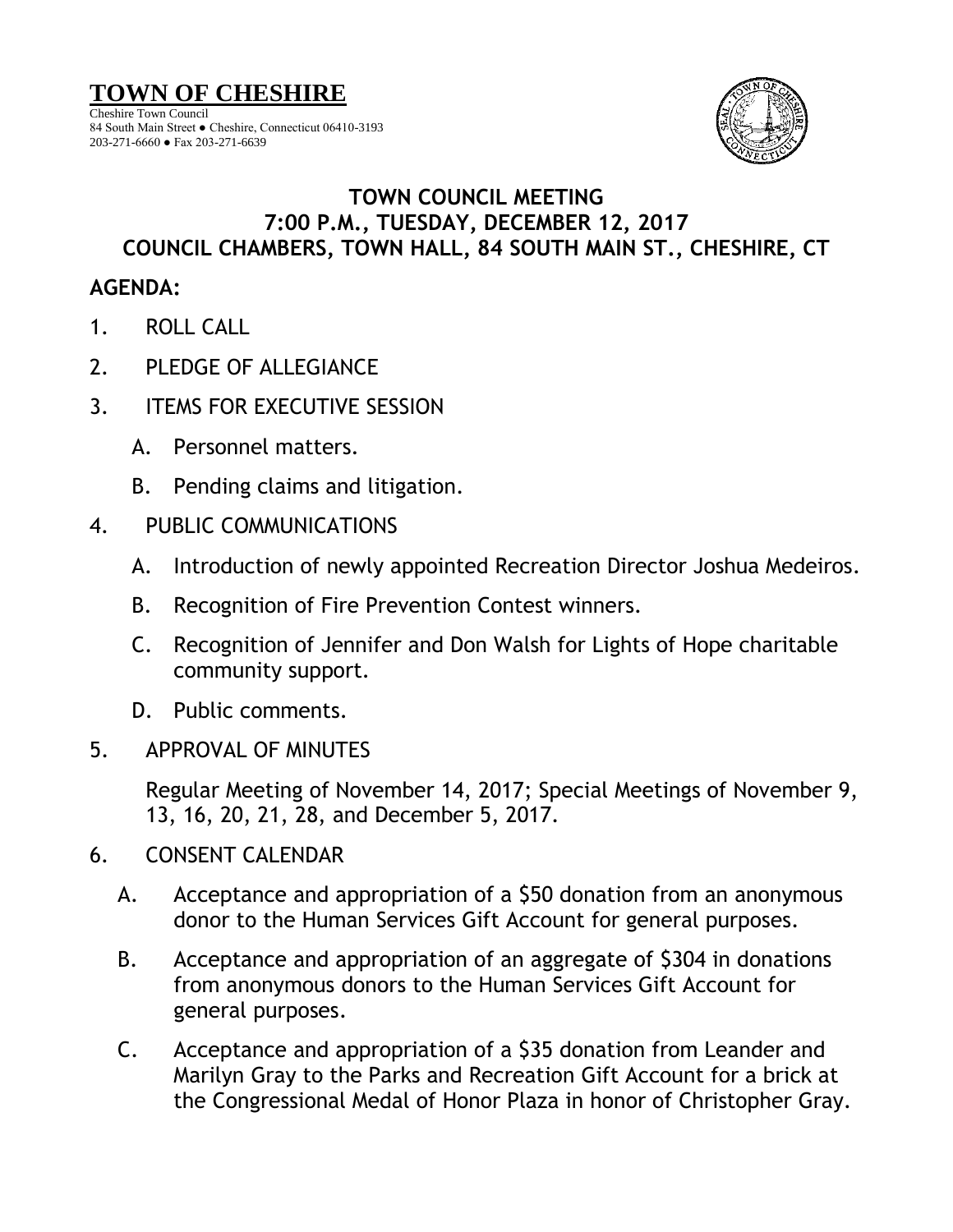# TOWN OF CHESHIRE

Cheshire Town Council
84 South Main Street ● Cheshire, Connecticut 06410-3193
203-271-6660 ● Fax 203-271-6639

## TOWN COUNCIL MEETING
## 7:00 P.M., TUESDAY, DECEMBER 12, 2017
## COUNCIL CHAMBERS, TOWN HALL, 84 SOUTH MAIN ST., CHESHIRE, CT

**AGENDA:**

1. ROLL CALL

2. PLEDGE OF ALLEGIANCE

3. ITEMS FOR EXECUTIVE SESSION

   A. Personnel matters.

   B. Pending claims and litigation.

4. PUBLIC COMMUNICATIONS

   A. Introduction of newly appointed Recreation Director Joshua Medeiros.

   B. Recognition of Fire Prevention Contest winners.

   C. Recognition of Jennifer and Don Walsh for Lights of Hope charitable community support.

   D. Public comments.

5. APPROVAL OF MINUTES

   Regular Meeting of November 14, 2017; Special Meetings of November 9, 13, 16, 20, 21, 28, and December 5, 2017.

6. CONSENT CALENDAR

   A. Acceptance and appropriation of a $50 donation from an anonymous donor to the Human Services Gift Account for general purposes.

   B. Acceptance and appropriation of an aggregate of $304 in donations from anonymous donors to the Human Services Gift Account for general purposes.

   C. Acceptance and appropriation of a $35 donation from Leander and Marilyn Gray to the Parks and Recreation Gift Account for a brick at the Congressional Medal of Honor Plaza in honor of Christopher Gray.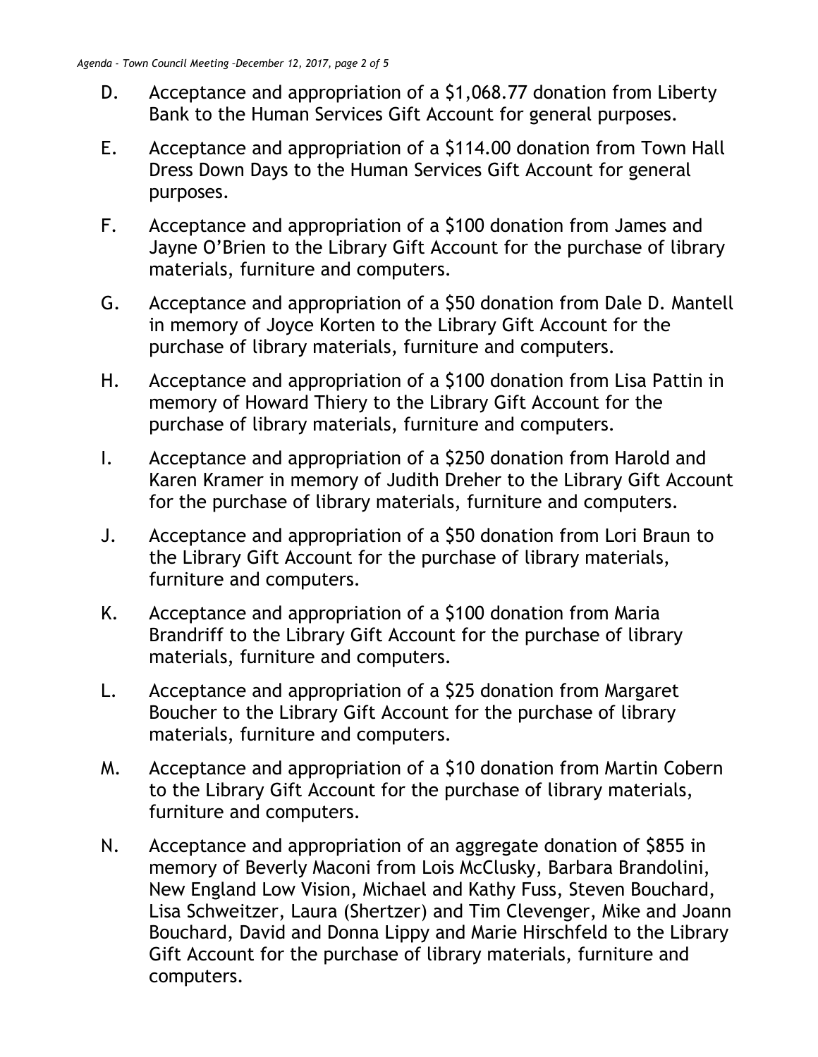D. Acceptance and appropriation of a $1,068.77 donation from Liberty Bank to the Human Services Gift Account for general purposes.

E. Acceptance and appropriation of a $114.00 donation from Town Hall Dress Down Days to the Human Services Gift Account for general purposes.

F. Acceptance and appropriation of a $100 donation from James and Jayne O'Brien to the Library Gift Account for the purchase of library materials, furniture and computers.

G. Acceptance and appropriation of a $50 donation from Dale D. Mantell in memory of Joyce Korten to the Library Gift Account for the purchase of library materials, furniture and computers.

H. Acceptance and appropriation of a $100 donation from Lisa Pattin in memory of Howard Thiery to the Library Gift Account for the purchase of library materials, furniture and computers.

I. Acceptance and appropriation of a $250 donation from Harold and Karen Kramer in memory of Judith Dreher to the Library Gift Account for the purchase of library materials, furniture and computers.

J. Acceptance and appropriation of a $50 donation from Lori Braun to the Library Gift Account for the purchase of library materials, furniture and computers.

K. Acceptance and appropriation of a $100 donation from Maria Brandriff to the Library Gift Account for the purchase of library materials, furniture and computers.

L. Acceptance and appropriation of a $25 donation from Margaret Boucher to the Library Gift Account for the purchase of library materials, furniture and computers.

M. Acceptance and appropriation of a $10 donation from Martin Cobern to the Library Gift Account for the purchase of library materials, furniture and computers.

N. Acceptance and appropriation of an aggregate donation of $855 in memory of Beverly Maconi from Lois McClusky, Barbara Brandolini, New England Low Vision, Michael and Kathy Fuss, Steven Bouchard, Lisa Schweitzer, Laura (Shertzer) and Tim Clevenger, Mike and Joann Bouchard, David and Donna Lippy and Marie Hirschfeld to the Library Gift Account for the purchase of library materials, furniture and computers.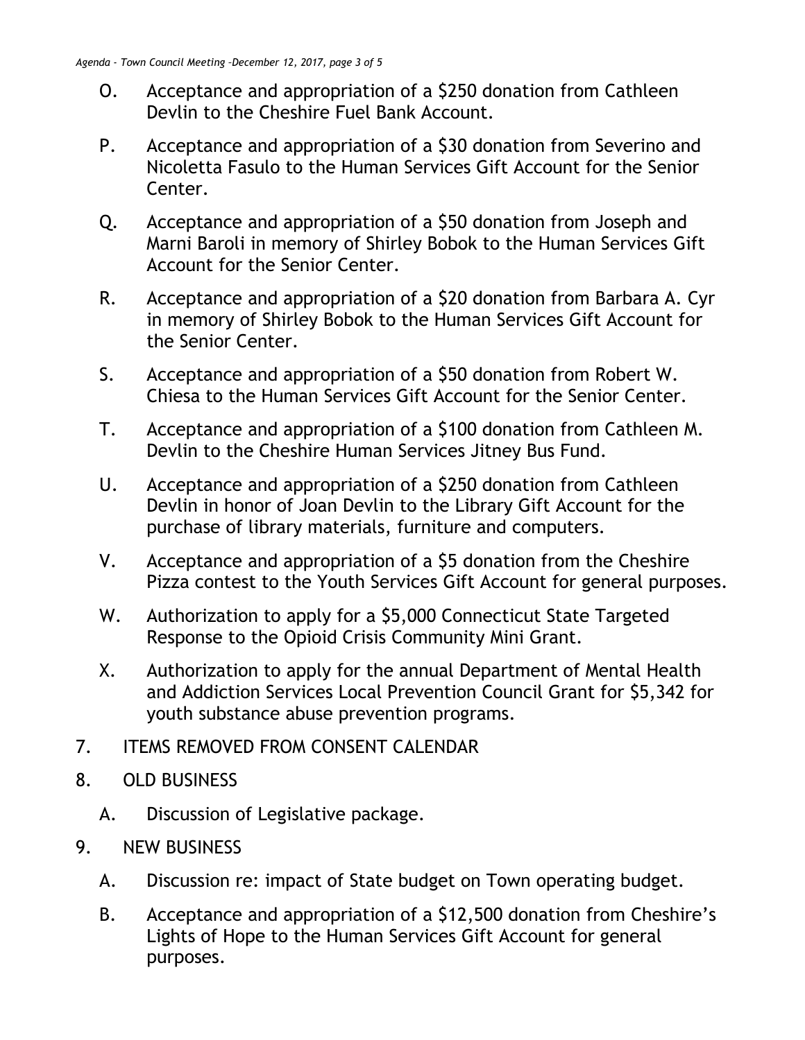O. Acceptance and appropriation of a $250 donation from Cathleen Devlin to the Cheshire Fuel Bank Account.

P. Acceptance and appropriation of a $30 donation from Severino and Nicoletta Fasulo to the Human Services Gift Account for the Senior Center.

Q. Acceptance and appropriation of a $50 donation from Joseph and Marni Baroli in memory of Shirley Bobok to the Human Services Gift Account for the Senior Center.

R. Acceptance and appropriation of a $20 donation from Barbara A. Cyr in memory of Shirley Bobok to the Human Services Gift Account for the Senior Center.

S. Acceptance and appropriation of a $50 donation from Robert W. Chiesa to the Human Services Gift Account for the Senior Center.

T. Acceptance and appropriation of a $100 donation from Cathleen M. Devlin to the Cheshire Human Services Jitney Bus Fund.

U. Acceptance and appropriation of a $250 donation from Cathleen Devlin in honor of Joan Devlin to the Library Gift Account for the purchase of library materials, furniture and computers.

V. Acceptance and appropriation of a $5 donation from the Cheshire Pizza contest to the Youth Services Gift Account for general purposes.

W. Authorization to apply for a $5,000 Connecticut State Targeted Response to the Opioid Crisis Community Mini Grant.

X. Authorization to apply for the annual Department of Mental Health and Addiction Services Local Prevention Council Grant for $5,342 for youth substance abuse prevention programs.

7. ITEMS REMOVED FROM CONSENT CALENDAR

8. OLD BUSINESS

   A. Discussion of Legislative package.

9. NEW BUSINESS

   A. Discussion re: impact of State budget on Town operating budget.

   B. Acceptance and appropriation of a $12,500 donation from Cheshire's Lights of Hope to the Human Services Gift Account for general purposes.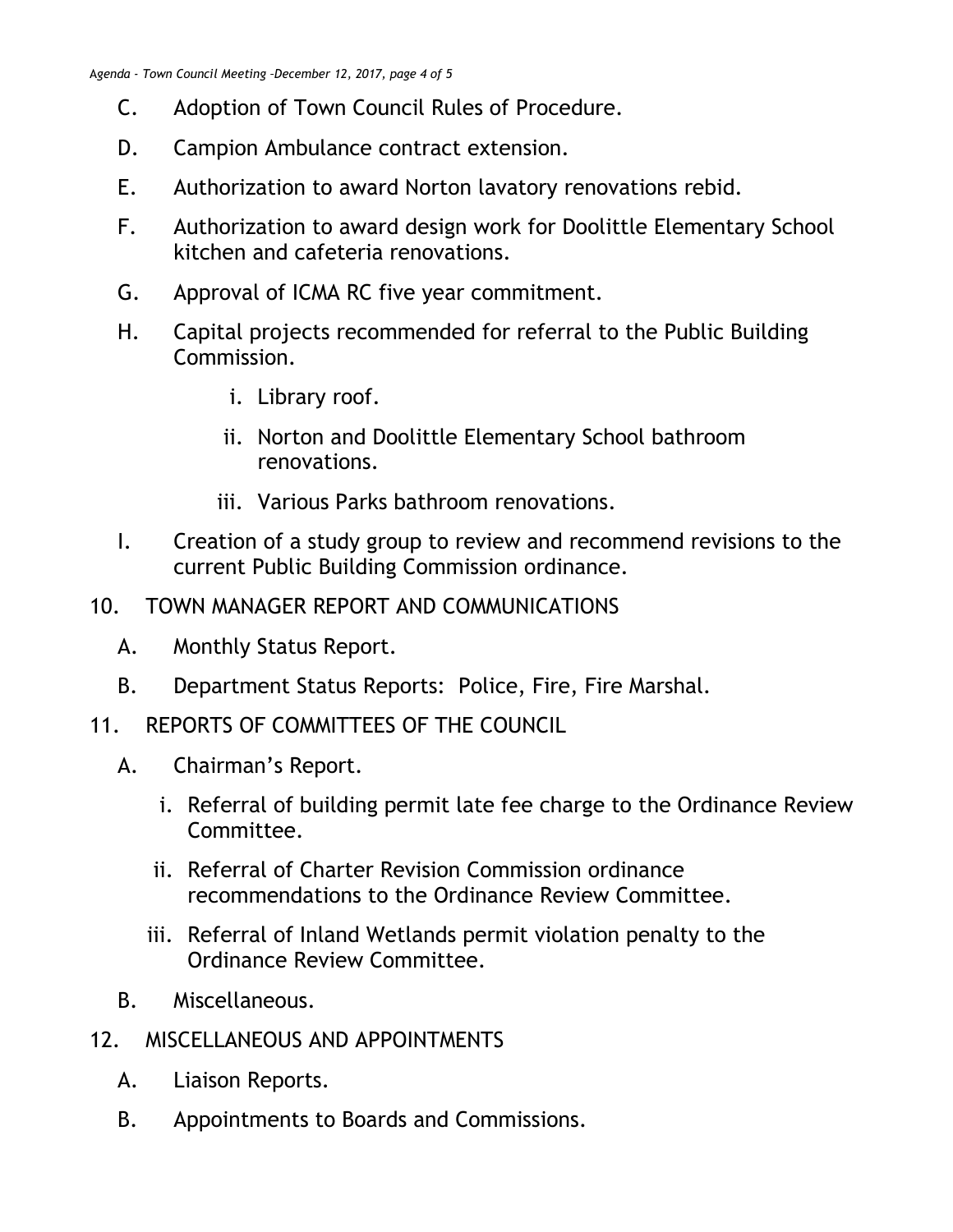C. Adoption of Town Council Rules of Procedure.

D. Campion Ambulance contract extension.

E. Authorization to award Norton lavatory renovations rebid.

F. Authorization to award design work for Doolittle Elementary School kitchen and cafeteria renovations.

G. Approval of ICMA RC five year commitment.

H. Capital projects recommended for referral to the Public Building Commission.

   i. Library roof.

   ii. Norton and Doolittle Elementary School bathroom renovations.

   iii. Various Parks bathroom renovations.

I. Creation of a study group to review and recommend revisions to the current Public Building Commission ordinance.

10. TOWN MANAGER REPORT AND COMMUNICATIONS

   A. Monthly Status Report.

   B. Department Status Reports: Police, Fire, Fire Marshal.

11. REPORTS OF COMMITTEES OF THE COUNCIL

   A. Chairman's Report.

      i. Referral of building permit late fee charge to the Ordinance Review Committee.

      ii. Referral of Charter Revision Commission ordinance recommendations to the Ordinance Review Committee.

      iii. Referral of Inland Wetlands permit violation penalty to the Ordinance Review Committee.

   B. Miscellaneous.

12. MISCELLANEOUS AND APPOINTMENTS

   A. Liaison Reports.

   B. Appointments to Boards and Commissions.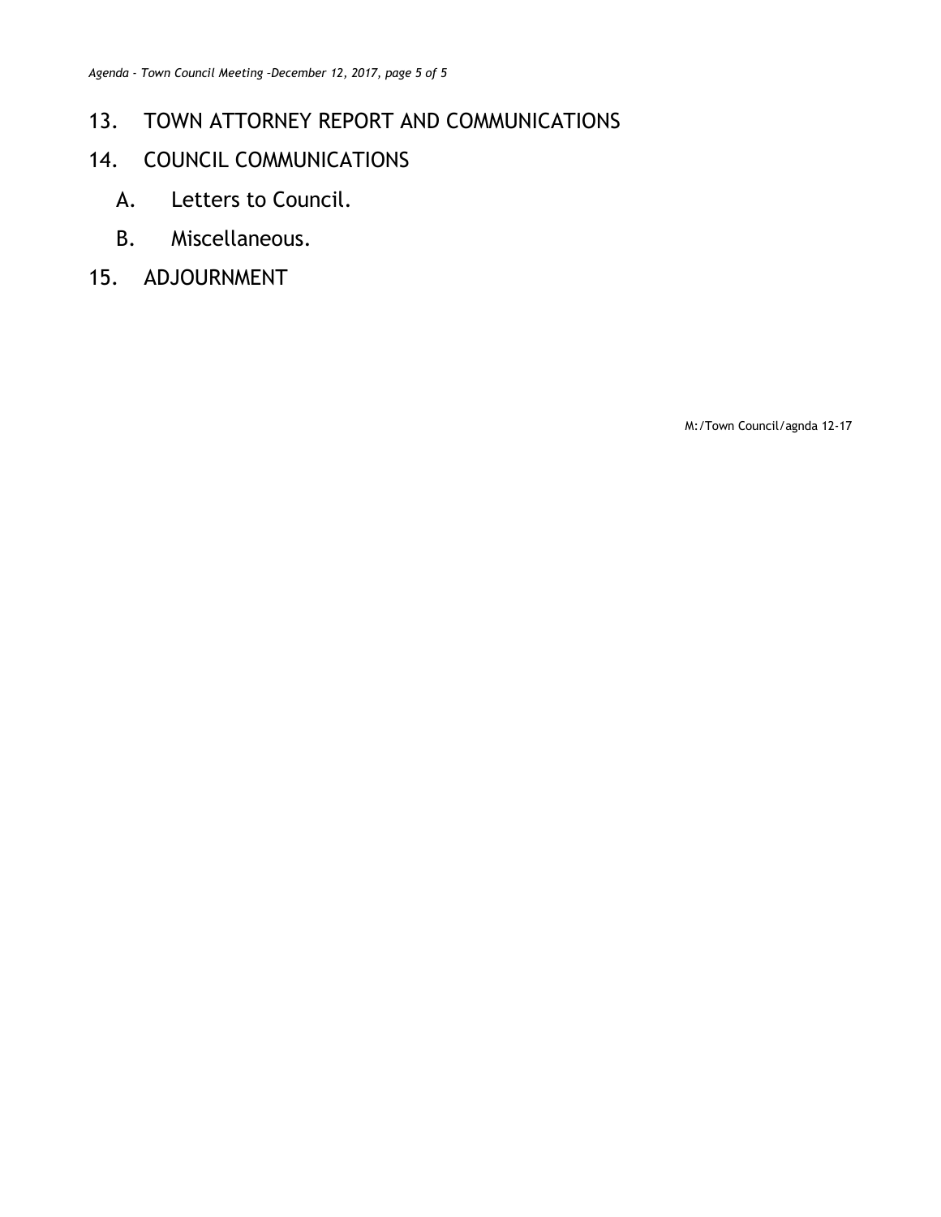13. TOWN ATTORNEY REPORT AND COMMUNICATIONS

14. COUNCIL COMMUNICATIONS

    A. Letters to Council.

    B. Miscellaneous.

15. ADJOURNMENT

M:/Town Council/agnda 12-17